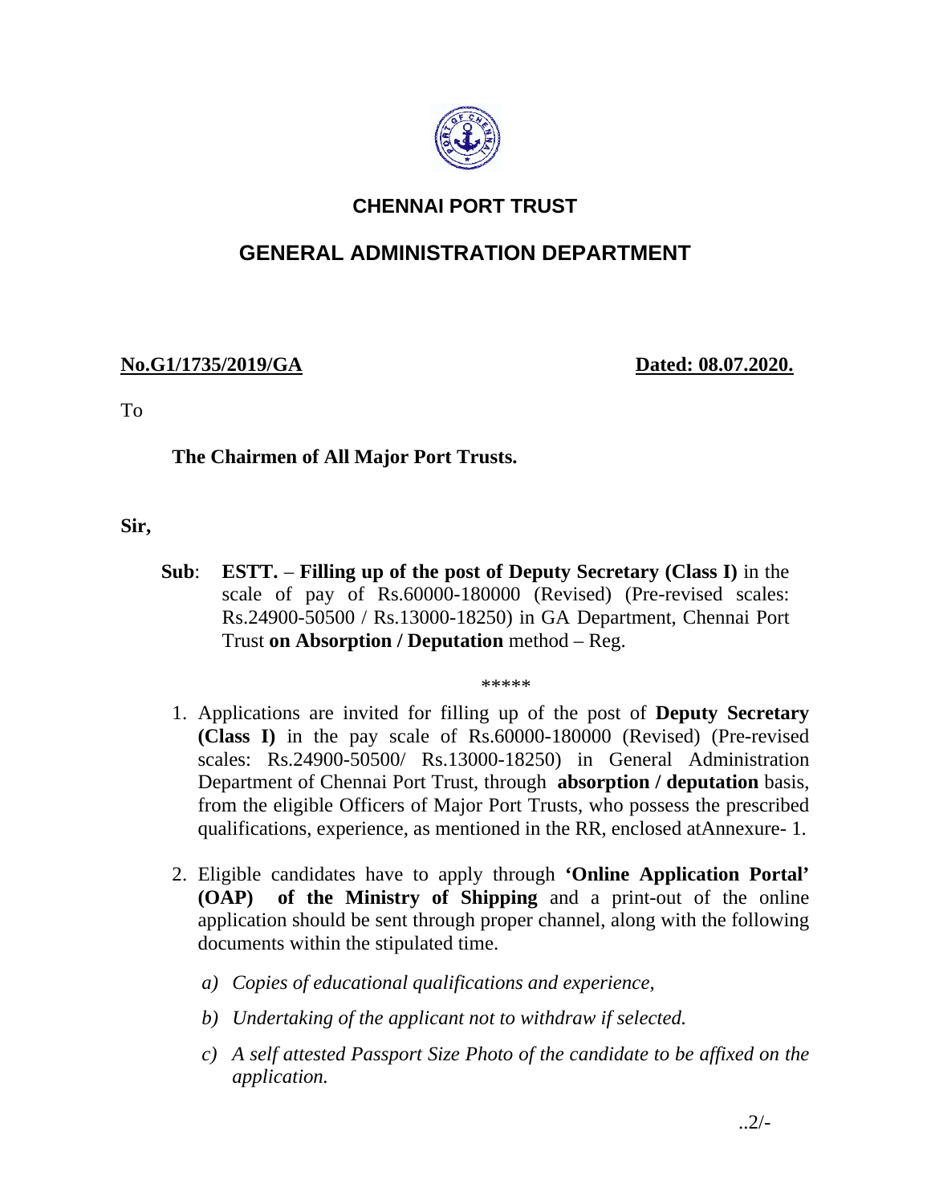# CHENNAI PORT TRUST

## GENERAL ADMINISTRATION DEPARTMENT

**No.G1/1735/2019/GA** **Dated: 08.07.2020.**

To

**The Chairmen of All Major Port Trusts.**

**Sir,**

**Sub**: **ESTT.** – **Filling up of the post of Deputy Secretary (Class I)** in the scale of pay of Rs.60000-180000 (Revised) (Pre-revised scales: Rs.24900-50500 / Rs.13000-18250) in GA Department, Chennai Port Trust **on Absorption / Deputation** method – Reg.

*****

1. Applications are invited for filling up of the post of **Deputy Secretary (Class I)** in the pay scale of Rs.60000-180000 (Revised) (Pre-revised scales: Rs.24900-50500/ Rs.13000-18250) in General Administration Department of Chennai Port Trust, through **absorption / deputation** basis, from the eligible Officers of Major Port Trusts, who possess the prescribed qualifications, experience, as mentioned in the RR, enclosed atAnnexure- 1.

2. Eligible candidates have to apply through **'Online Application Portal' (OAP) of the Ministry of Shipping** and a print-out of the online application should be sent through proper channel, along with the following documents within the stipulated time.

   a) *Copies of educational qualifications and experience,*

   b) *Undertaking of the applicant not to withdraw if selected.*

   c) *A self attested Passport Size Photo of the candidate to be affixed on the application.*

..2/-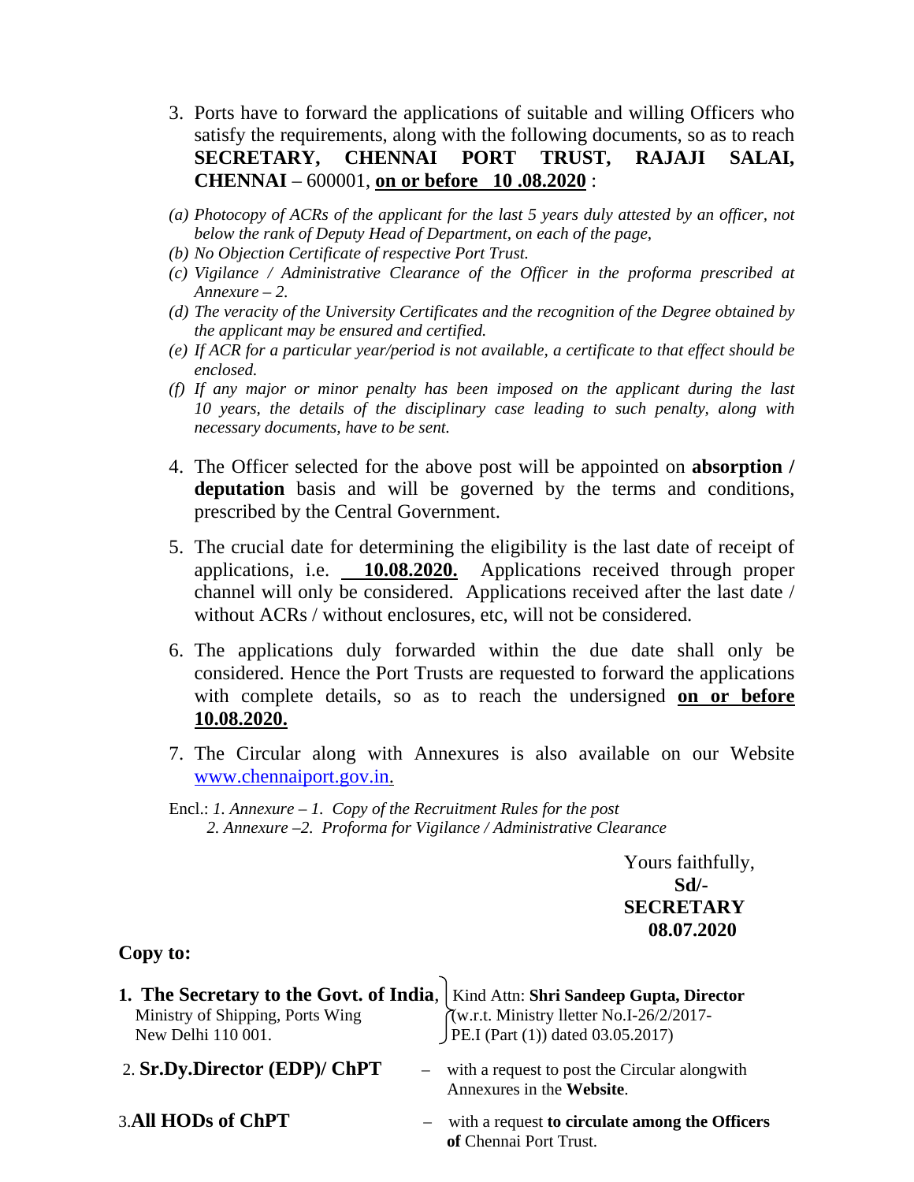3. Ports have to forward the applications of suitable and willing Officers who satisfy the requirements, along with the following documents, so as to reach **SECRETARY, CHENNAI PORT TRUST, RAJAJI SALAI, CHENNAI** – 600001, **on or before 10 .08.2020** :

*(a) Photocopy of ACRs of the applicant for the last 5 years duly attested by an officer, not below the rank of Deputy Head of Department, on each of the page,*
*(b) No Objection Certificate of respective Port Trust.*
*(c) Vigilance / Administrative Clearance of the Officer in the proforma prescribed at Annexure – 2.*
*(d) The veracity of the University Certificates and the recognition of the Degree obtained by the applicant may be ensured and certified.*
*(e) If ACR for a particular year/period is not available, a certificate to that effect should be enclosed.*
*(f) If any major or minor penalty has been imposed on the applicant during the last 10 years, the details of the disciplinary case leading to such penalty, along with necessary documents, have to be sent.*

4. The Officer selected for the above post will be appointed on **absorption / deputation** basis and will be governed by the terms and conditions, prescribed by the Central Government.

5. The crucial date for determining the eligibility is the last date of receipt of applications, i.e. **10.08.2020.** Applications received through proper channel will only be considered. Applications received after the last date / without ACRs / without enclosures, etc, will not be considered.

6. The applications duly forwarded within the due date shall only be considered. Hence the Port Trusts are requested to forward the applications with complete details, so as to reach the undersigned **on or before 10.08.2020.**

7. The Circular along with Annexures is also available on our Website www.chennaiport.gov.in.

Encl.: *1. Annexure – 1. Copy of the Recruitment Rules for the post*
*2. Annexure –2. Proforma for Vigilance / Administrative Clearance*

Yours faithfully,
**Sd/-**
**SECRETARY**
**08.07.2020**

**Copy to:**

1. **The Secretary to the Govt. of India**, Ministry of Shipping, Ports Wing, New Delhi 110 001. — Kind Attn: **Shri Sandeep Gupta, Director** (w.r.t. Ministry lletter No.I-26/2/2017-PE.I (Part (1)) dated 03.05.2017)
2. **Sr.Dy.Director (EDP)/ ChPT** – with a request to post the Circular alongwith Annexures in the **Website**.
3. **All HODs of ChPT** – with a request **to circulate among the Officers of** Chennai Port Trust.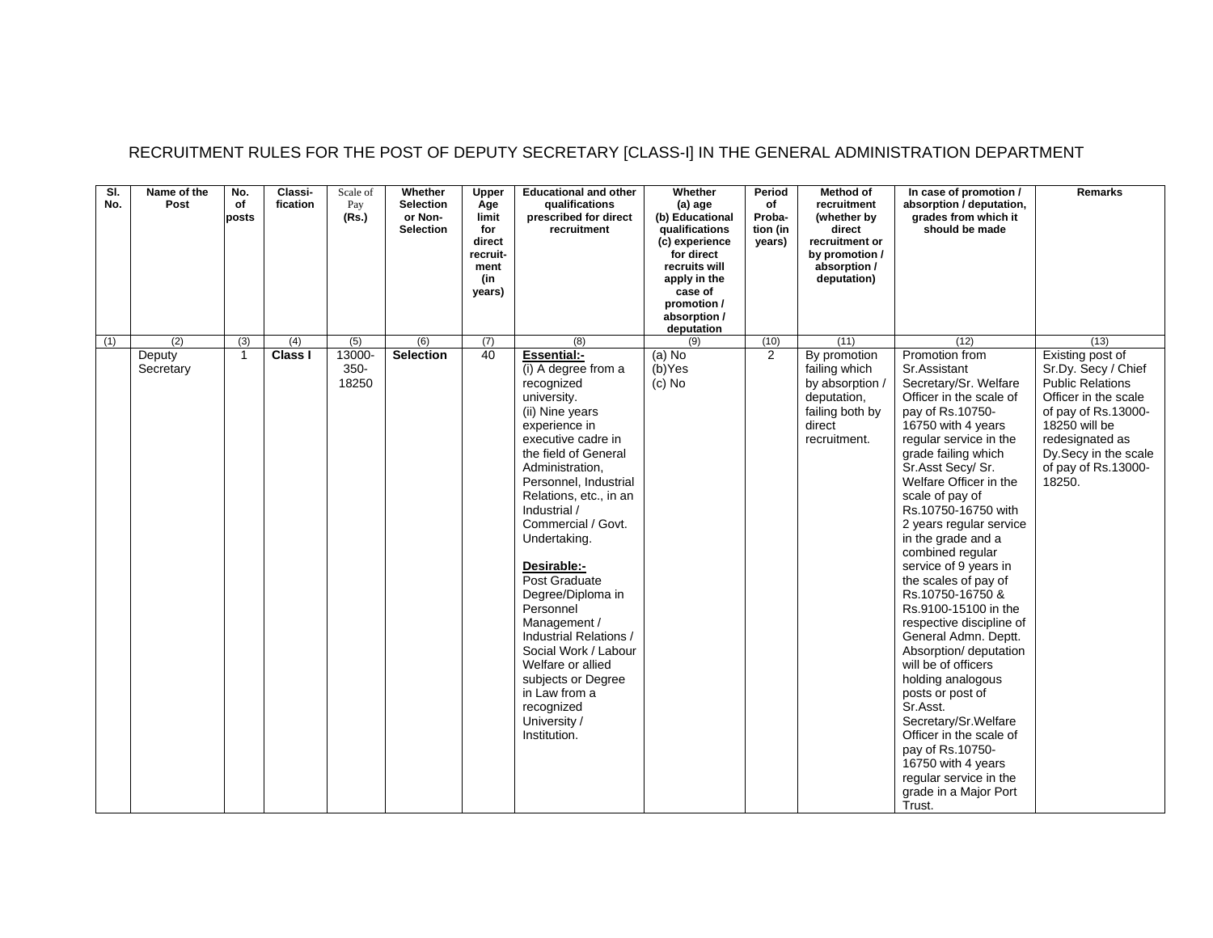# RECRUITMENT RULES FOR THE POST OF DEPUTY SECRETARY [CLASS-I] IN THE GENERAL ADMINISTRATION DEPARTMENT

| Sl. No. | Name of the Post | No. of posts | Classi-fication | Scale of Pay (Rs.) | Whether Selection or Non-Selection | Upper Age limit for direct recruit-ment (in years) | Educational and other qualifications prescribed for direct recruitment | Whether (a) age (b) Educational qualifications (c) experience for direct recruits will apply in the case of promotion / absorption / deputation | Period of Proba-tion (in years) | Method of recruitment (whether by direct recruitment or by promotion / absorption / deputation) | In case of promotion / absorption / deputation, grades from which it should be made | Remarks |
|---|---|---|---|---|---|---|---|---|---|---|---|---|
| (1) | (2) | (3) | (4) | (5) | (6) | (7) | (8) | (9) | (10) | (11) | (12) | (13) |
| | Deputy Secretary | 1 | **Class I** | 13000-350-18250 | **Selection** | 40 | **Essential:-**<br>(i) A degree from a recognized university.<br>(ii) Nine years experience in executive cadre in the field of General Administration, Personnel, Industrial Relations, etc., in an Industrial / Commercial / Govt. Undertaking.<br><br>**Desirable:-**<br>Post Graduate Degree/Diploma in Personnel Management / Industrial Relations / Social Work / Labour Welfare or allied subjects or Degree in Law from a recognized University / Institution. | (a) No<br>(b)Yes<br>(c) No | 2 | By promotion failing which by absorption / deputation, failing both by direct recruitment. | Promotion from Sr.Assistant Secretary/Sr. Welfare Officer in the scale of pay of Rs.10750-16750 with 4 years regular service in the grade failing which Sr.Asst Secy/ Sr. Welfare Officer in the scale of pay of Rs.10750-16750 with 2 years regular service in the grade and a combined regular service of 9 years in the scales of pay of Rs.10750-16750 & Rs.9100-15100 in the respective discipline of General Admn. Deptt. Absorption/ deputation will be of officers holding analogous posts or post of Sr.Asst. Secretary/Sr.Welfare Officer in the scale of pay of Rs.10750-16750 with 4 years regular service in the grade in a Major Port Trust. | Existing post of Sr.Dy. Secy / Chief Public Relations Officer in the scale of pay of Rs.13000-18250 will be redesignated as Dy.Secy in the scale of pay of Rs.13000-18250. |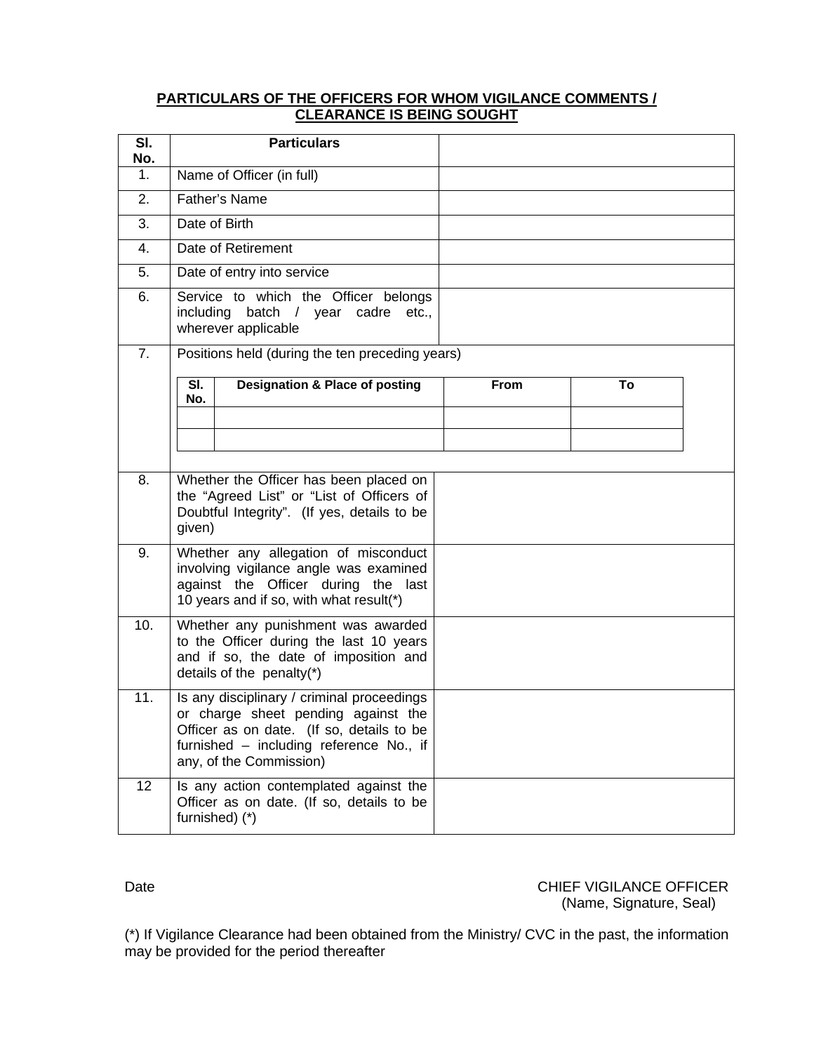**PARTICULARS OF THE OFFICERS FOR WHOM VIGILANCE COMMENTS / CLEARANCE IS BEING SOUGHT**

| Sl. No. | Particulars | |
|---|---|---|
| 1. | Name of Officer (in full) | |
| 2. | Father's Name | |
| 3. | Date of Birth | |
| 4. | Date of Retirement | |
| 5. | Date of entry into service | |
| 6. | Service to which the Officer belongs including batch / year cadre etc., wherever applicable | |
| 7. | Positions held (during the ten preceding years) | |

| Sl. No. | Designation & Place of posting | From | To |
|---|---|---|---|
| | | | |
| | | | |

| Sl. No. | Particulars | |
|---|---|---|
| 8. | Whether the Officer has been placed on the "Agreed List" or "List of Officers of Doubtful Integrity". (If yes, details to be given) | |
| 9. | Whether any allegation of misconduct involving vigilance angle was examined against the Officer during the last 10 years and if so, with what result(*) | |
| 10. | Whether any punishment was awarded to the Officer during the last 10 years and if so, the date of imposition and details of the penalty(*) | |
| 11. | Is any disciplinary / criminal proceedings or charge sheet pending against the Officer as on date. (If so, details to be furnished – including reference No., if any, of the Commission) | |
| 12 | Is any action contemplated against the Officer as on date. (If so, details to be furnished) (*) | |

Date

CHIEF VIGILANCE OFFICER
(Name, Signature, Seal)

(*) If Vigilance Clearance had been obtained from the Ministry/ CVC in the past, the information may be provided for the period thereafter